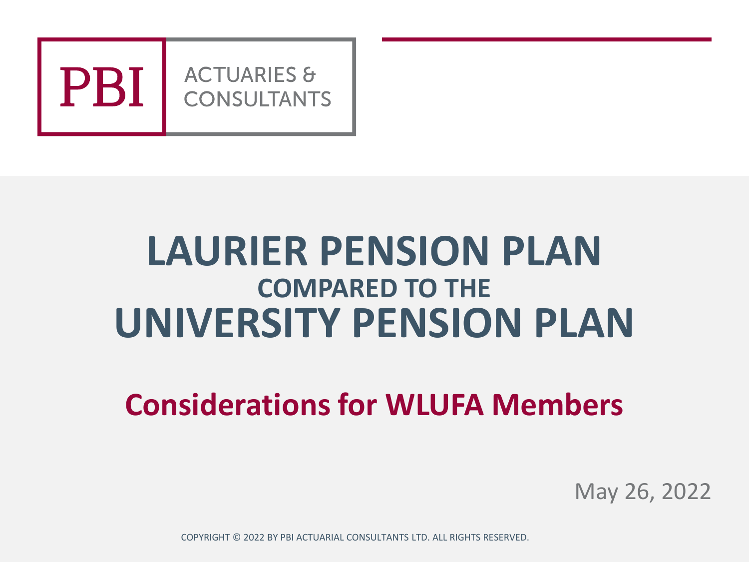PBI ACTUARIES & CONSULTANTS

# LAURIER PENSION PLAN
## COMPARED TO THE
# UNIVERSITY PENSION PLAN

## Considerations for WLUFA Members

May 26, 2022

COPYRIGHT © 2022 BY PBI ACTUARIAL CONSULTANTS LTD. ALL RIGHTS RESERVED.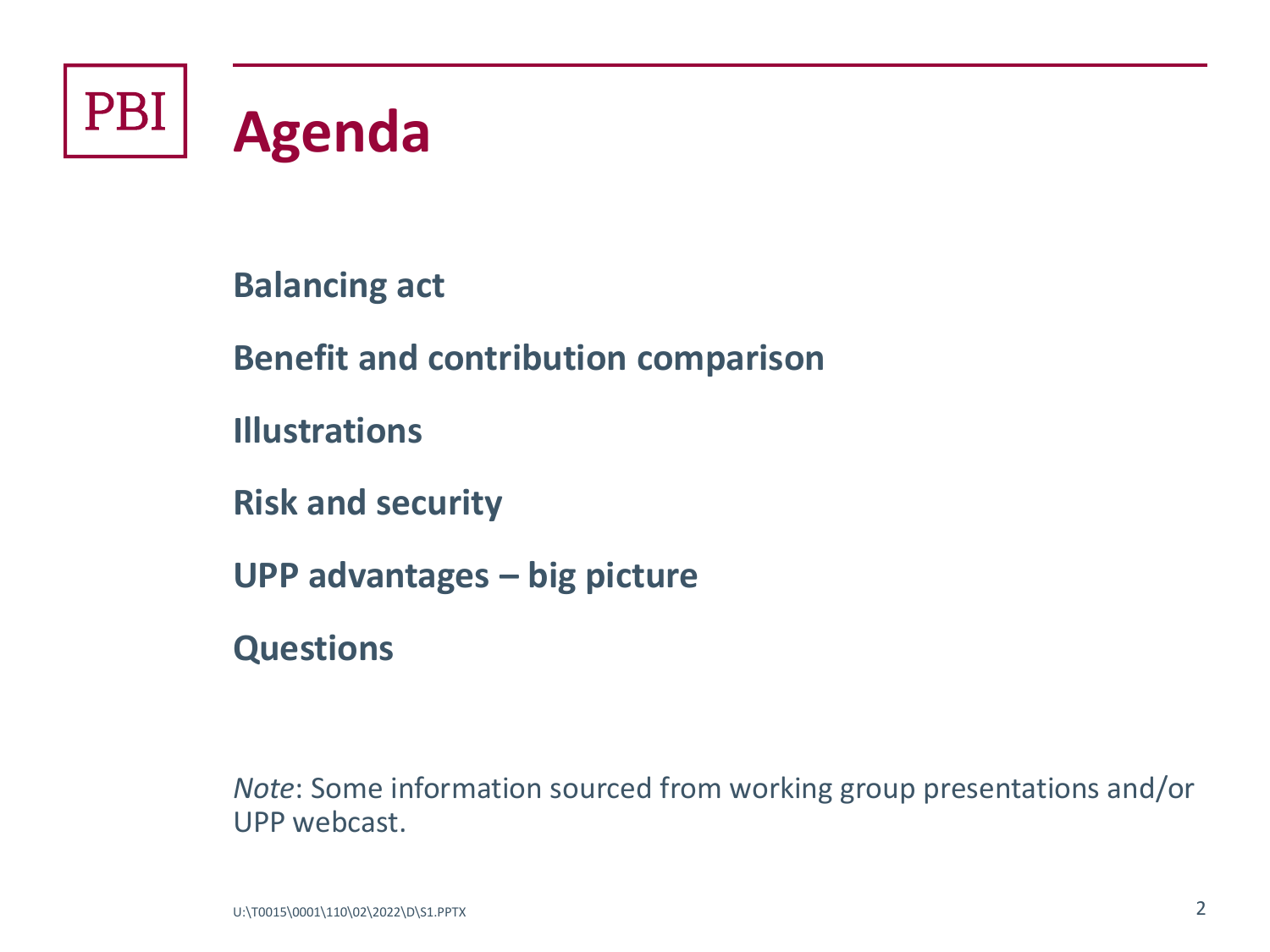# Agenda

**Balancing act**

**Benefit and contribution comparison**

**Illustrations**

**Risk and security**

**UPP advantages – big picture**

**Questions**

*Note*: Some information sourced from working group presentations and/or UPP webcast.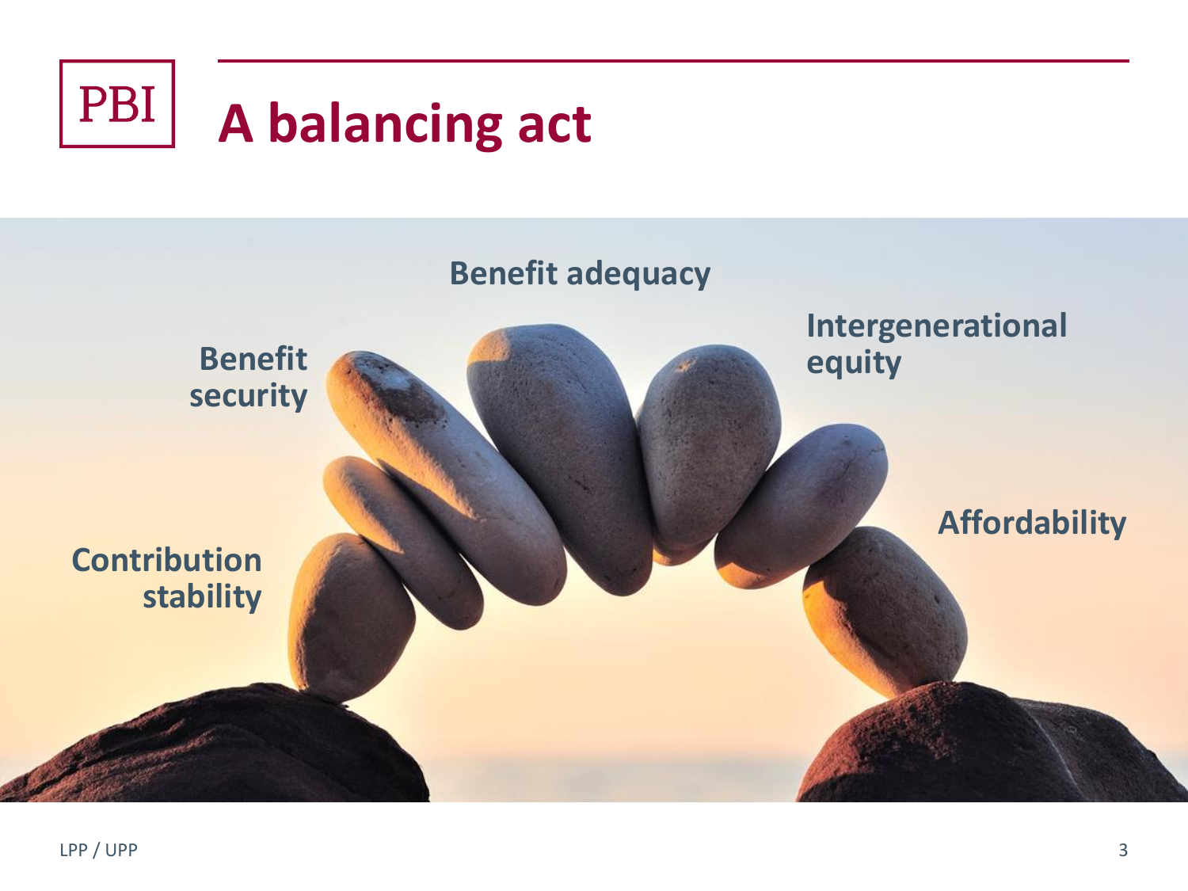# A balancing act

Benefit adequacy

Benefit security

Intergenerational equity

Affordability

Contribution stability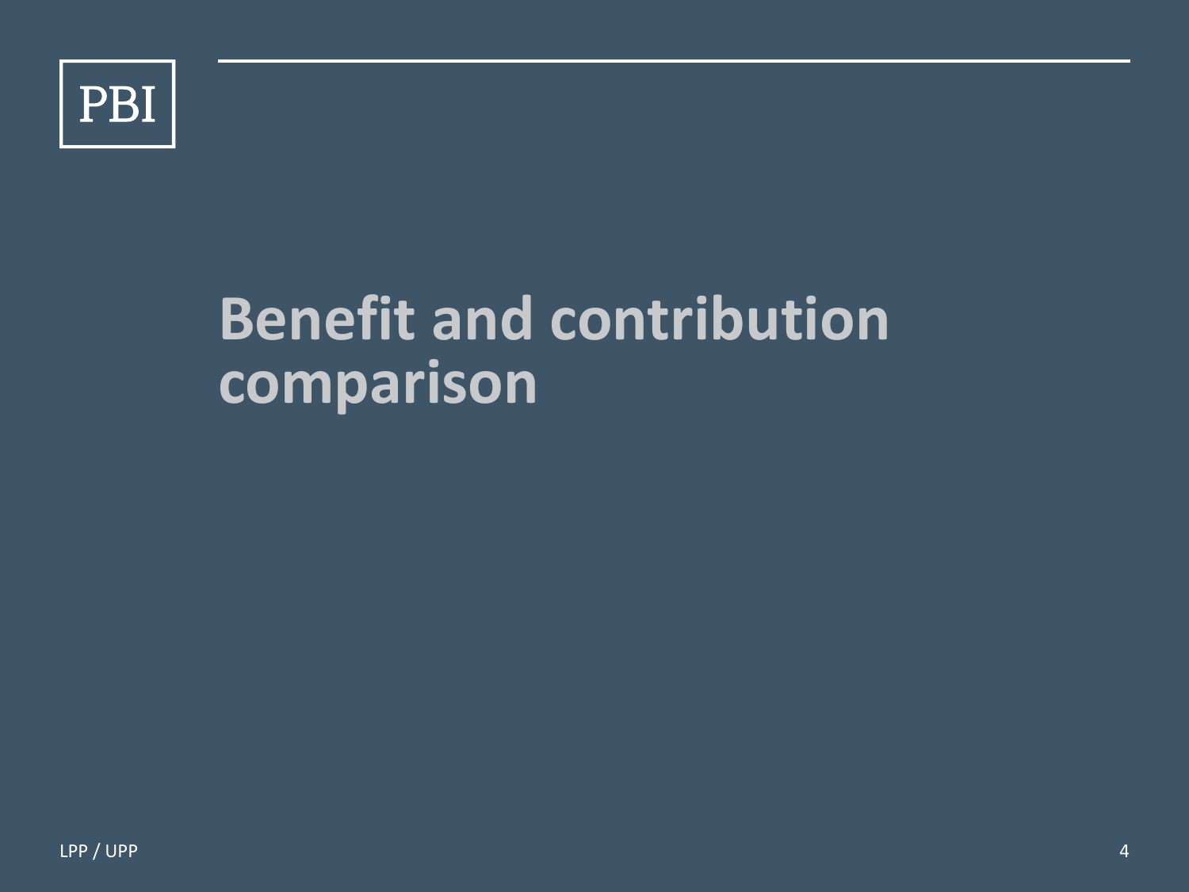# Benefit and contribution comparison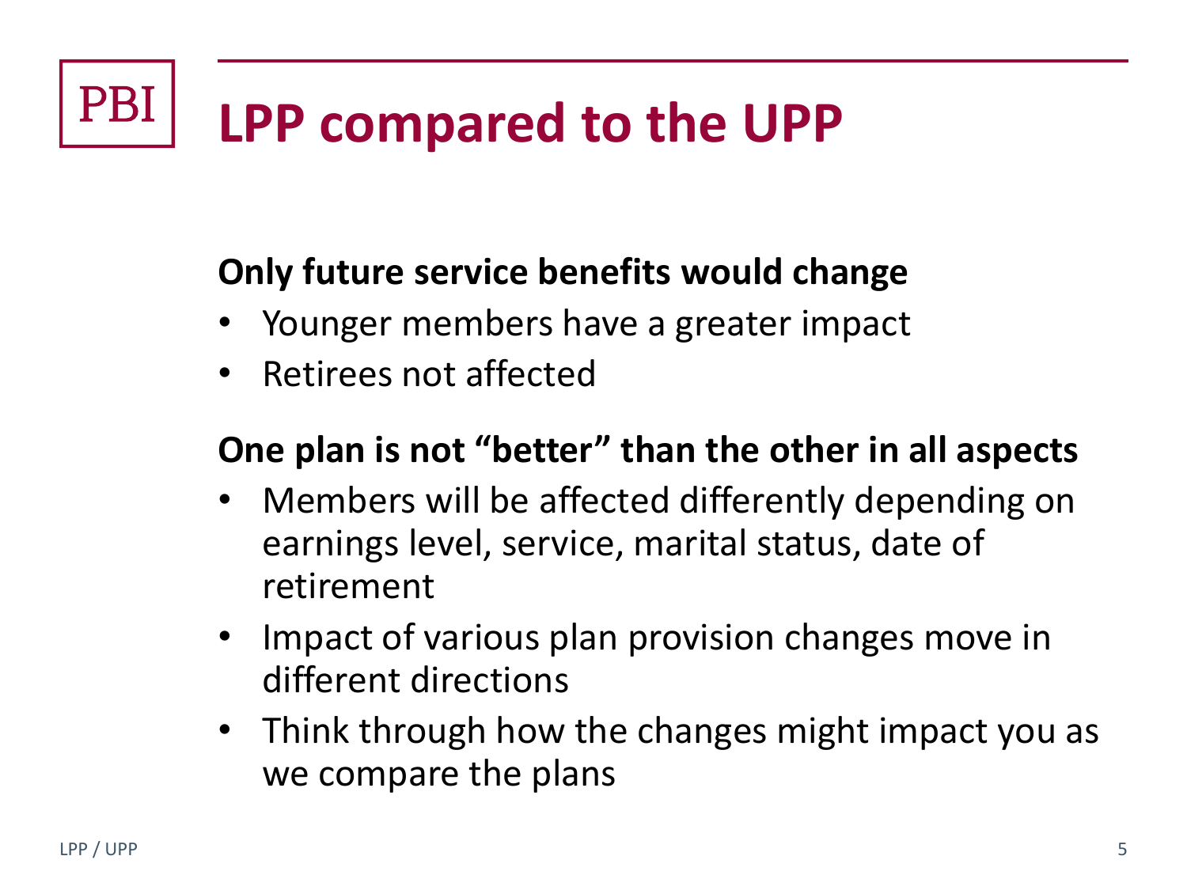# LPP compared to the UPP

**Only future service benefits would change**

- Younger members have a greater impact
- Retirees not affected

**One plan is not "better" than the other in all aspects**

- Members will be affected differently depending on earnings level, service, marital status, date of retirement
- Impact of various plan provision changes move in different directions
- Think through how the changes might impact you as we compare the plans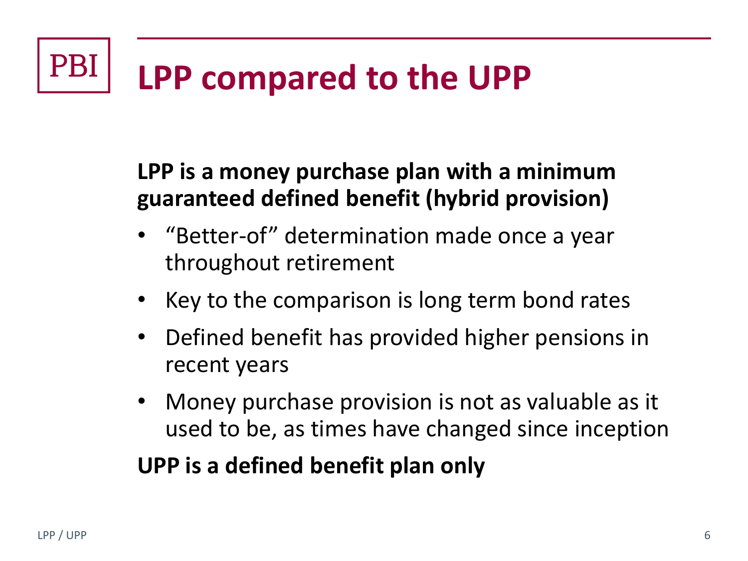# LPP compared to the UPP

**LPP is a money purchase plan with a minimum guaranteed defined benefit (hybrid provision)**

- "Better-of" determination made once a year throughout retirement
- Key to the comparison is long term bond rates
- Defined benefit has provided higher pensions in recent years
- Money purchase provision is not as valuable as it used to be, as times have changed since inception

**UPP is a defined benefit plan only**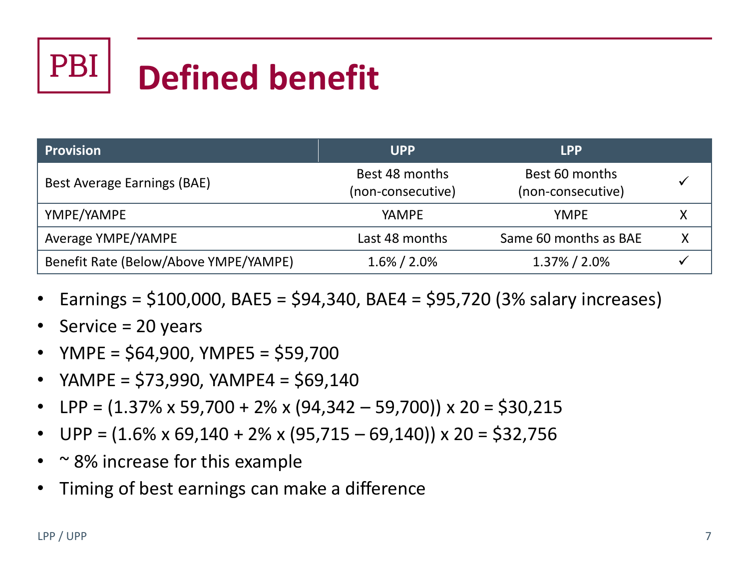# Defined benefit

| Provision | UPP | LPP | |
|---|---|---|---|
| Best Average Earnings (BAE) | Best 48 months (non-consecutive) | Best 60 months (non-consecutive) | ✓ |
| YMPE/YAMPE | YAMPE | YMPE | X |
| Average YMPE/YAMPE | Last 48 months | Same 60 months as BAE | X |
| Benefit Rate (Below/Above YMPE/YAMPE) | 1.6% / 2.0% | 1.37% / 2.0% | ✓ |

- Earnings = $100,000, BAE5 = $94,340, BAE4 = $95,720 (3% salary increases)
- Service = 20 years
- YMPE = $64,900, YMPE5 = $59,700
- YAMPE = $73,990, YAMPE4 = $69,140
- LPP = (1.37% x 59,700 + 2% x (94,342 – 59,700)) x 20 = $30,215
- UPP = (1.6% x 69,140 + 2% x (95,715 – 69,140)) x 20 = $32,756
- ~ 8% increase for this example
- Timing of best earnings can make a difference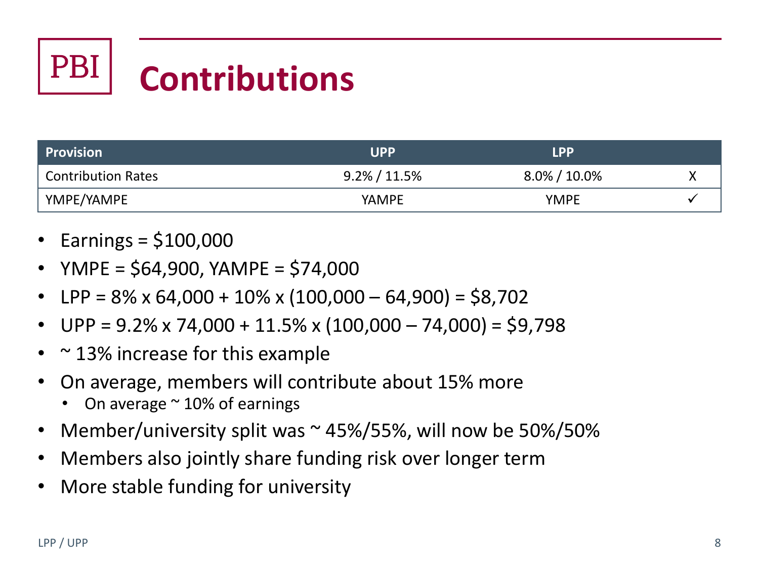# Contributions

| Provision | UPP | LPP | |
|---|---|---|---|
| Contribution Rates | 9.2% / 11.5% | 8.0% / 10.0% | X |
| YMPE/YAMPE | YAMPE | YMPE | ✓ |

- Earnings = $100,000
- YMPE = $64,900, YAMPE = $74,000
- LPP = 8% x 64,000 + 10% x (100,000 – 64,900) = $8,702
- UPP = 9.2% x 74,000 + 11.5% x (100,000 – 74,000) = $9,798
- ~ 13% increase for this example
- On average, members will contribute about 15% more
  - On average ~ 10% of earnings
- Member/university split was ~ 45%/55%, will now be 50%/50%
- Members also jointly share funding risk over longer term
- More stable funding for university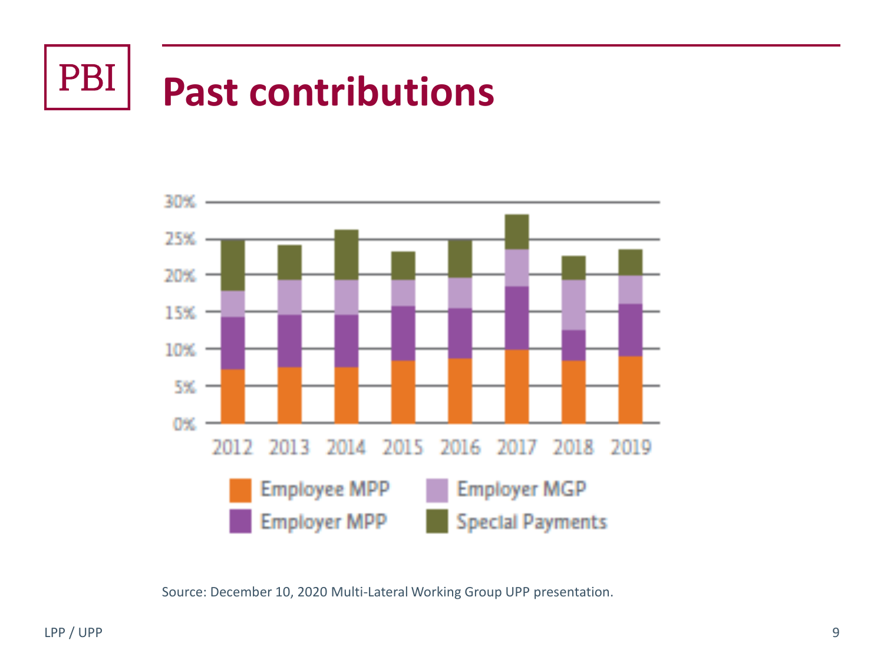# Past contributions

Source: December 10, 2020 Multi-Lateral Working Group UPP presentation.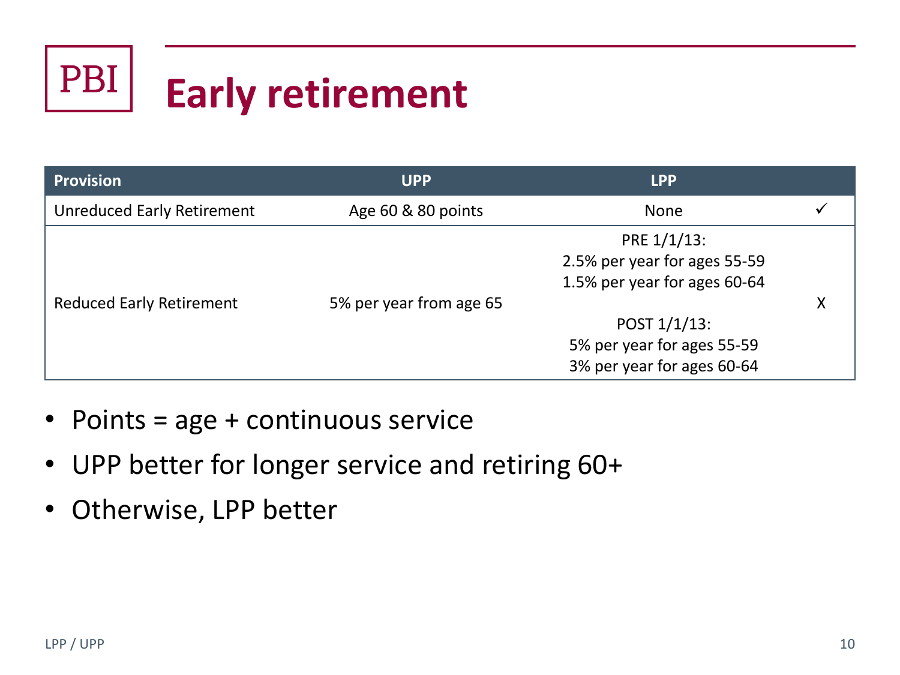# Early retirement

| Provision | UPP | LPP | |
|---|---|---|---|
| Unreduced Early Retirement | Age 60 & 80 points | None | ✓ |
| Reduced Early Retirement | 5% per year from age 65 | PRE 1/1/13:<br>2.5% per year for ages 55-59<br>1.5% per year for ages 60-64<br><br>POST 1/1/13:<br>5% per year for ages 55-59<br>3% per year for ages 60-64 | X |

- Points = age + continuous service
- UPP better for longer service and retiring 60+
- Otherwise, LPP better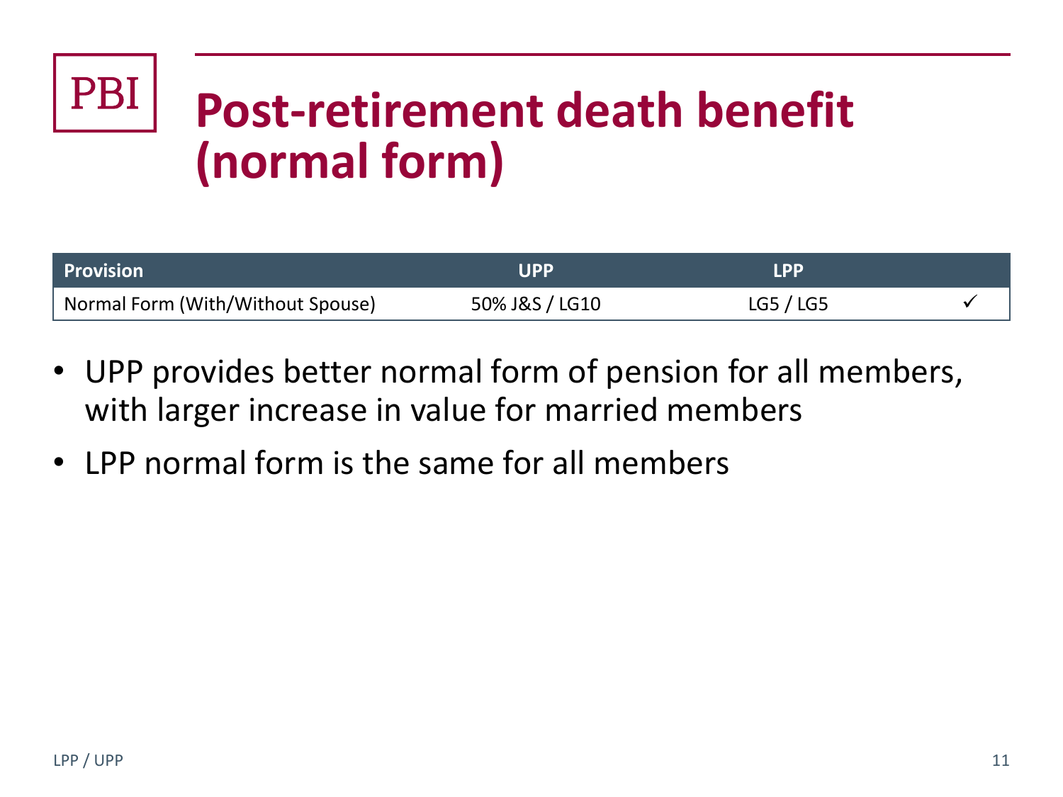# Post-retirement death benefit (normal form)

| Provision | UPP | LPP | |
|---|---|---|---|
| Normal Form (With/Without Spouse) | 50% J&S / LG10 | LG5 / LG5 | ✓ |

- UPP provides better normal form of pension for all members, with larger increase in value for married members
- LPP normal form is the same for all members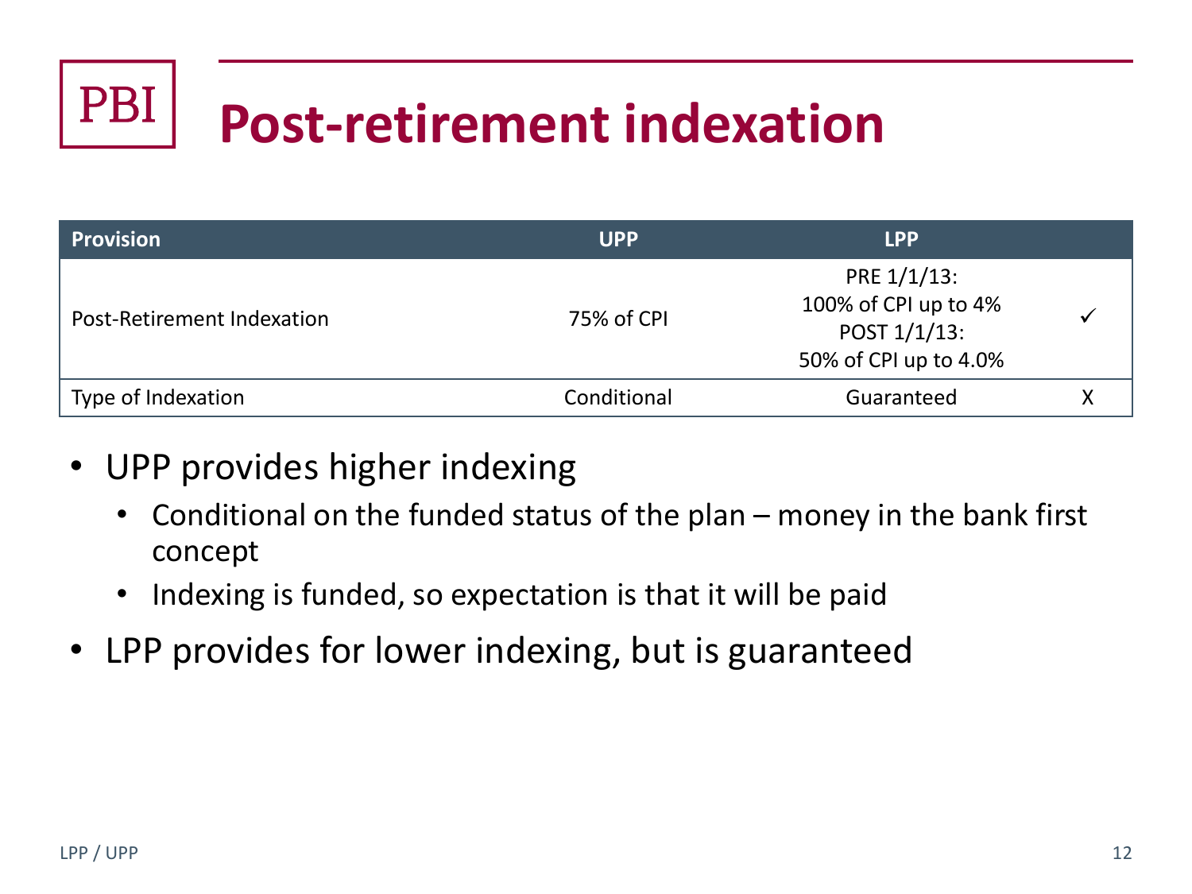# Post-retirement indexation

| Provision | UPP | LPP | |
|---|---|---|---|
| Post-Retirement Indexation | 75% of CPI | PRE 1/1/13:<br>100% of CPI up to 4%<br>POST 1/1/13:<br>50% of CPI up to 4.0% | ✓ |
| Type of Indexation | Conditional | Guaranteed | X |

- UPP provides higher indexing
  - Conditional on the funded status of the plan – money in the bank first concept
  - Indexing is funded, so expectation is that it will be paid
- LPP provides for lower indexing, but is guaranteed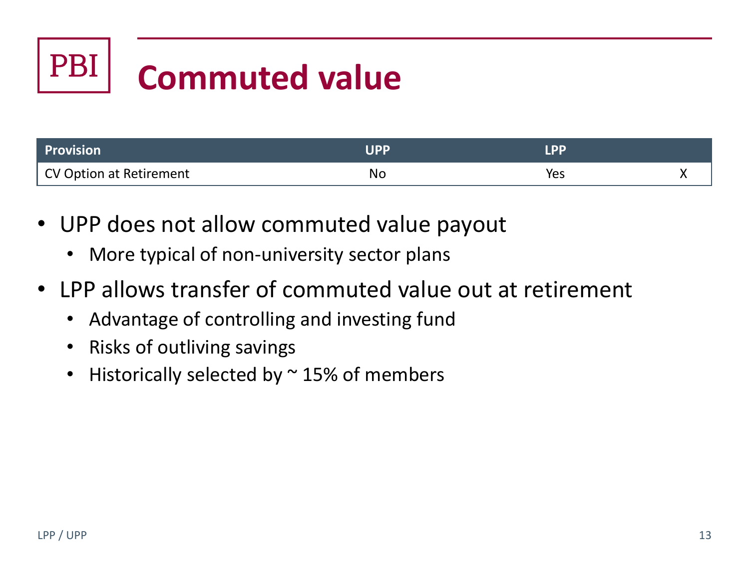PBI

# Commuted value

| Provision | UPP | LPP | |
|---|---|---|---|
| CV Option at Retirement | No | Yes | X |

- UPP does not allow commuted value payout
  - More typical of non-university sector plans
- LPP allows transfer of commuted value out at retirement
  - Advantage of controlling and investing fund
  - Risks of outliving savings
  - Historically selected by ~ 15% of members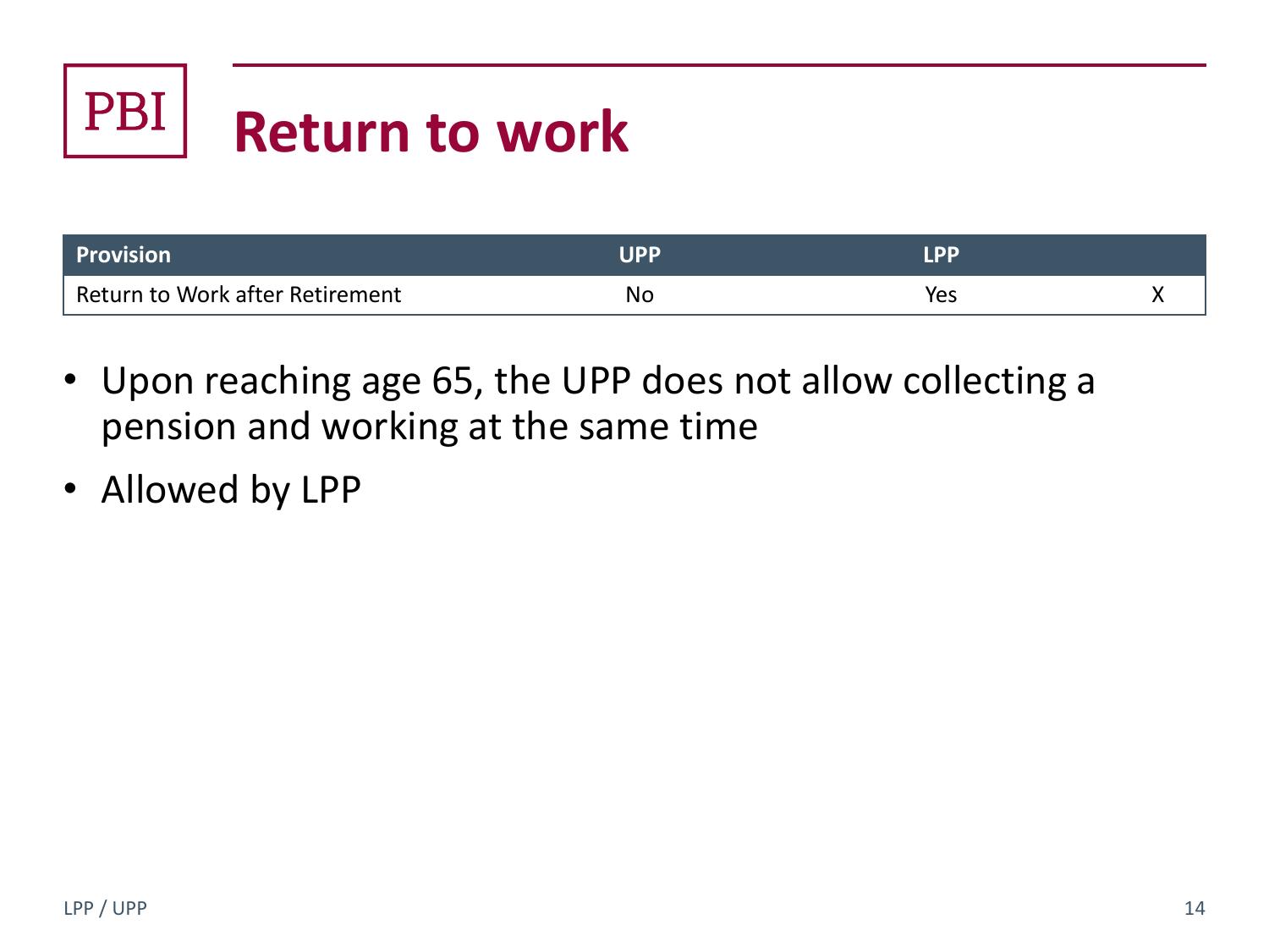# Return to work

| Provision | UPP | LPP | |
|---|---|---|---|
| Return to Work after Retirement | No | Yes | X |

- Upon reaching age 65, the UPP does not allow collecting a pension and working at the same time
- Allowed by LPP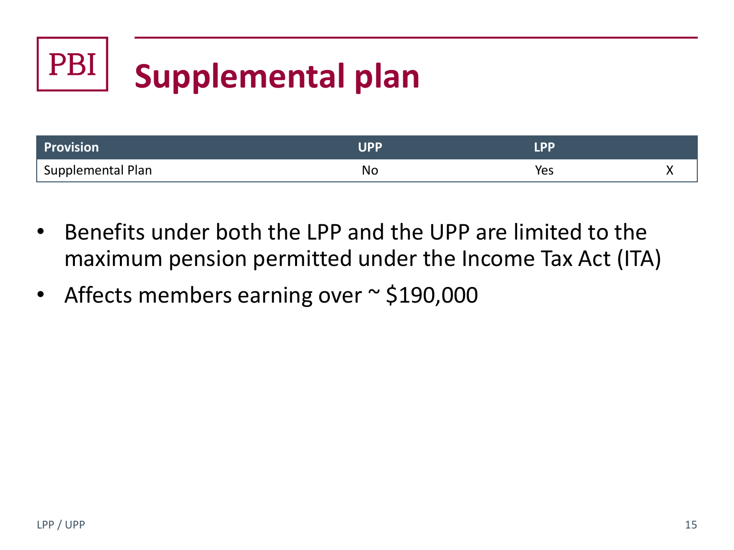PBI

# Supplemental plan

| Provision | UPP | LPP | |
|---|---|---|---|
| Supplemental Plan | No | Yes | X |

- Benefits under both the LPP and the UPP are limited to the maximum pension permitted under the Income Tax Act (ITA)
- Affects members earning over ~ $190,000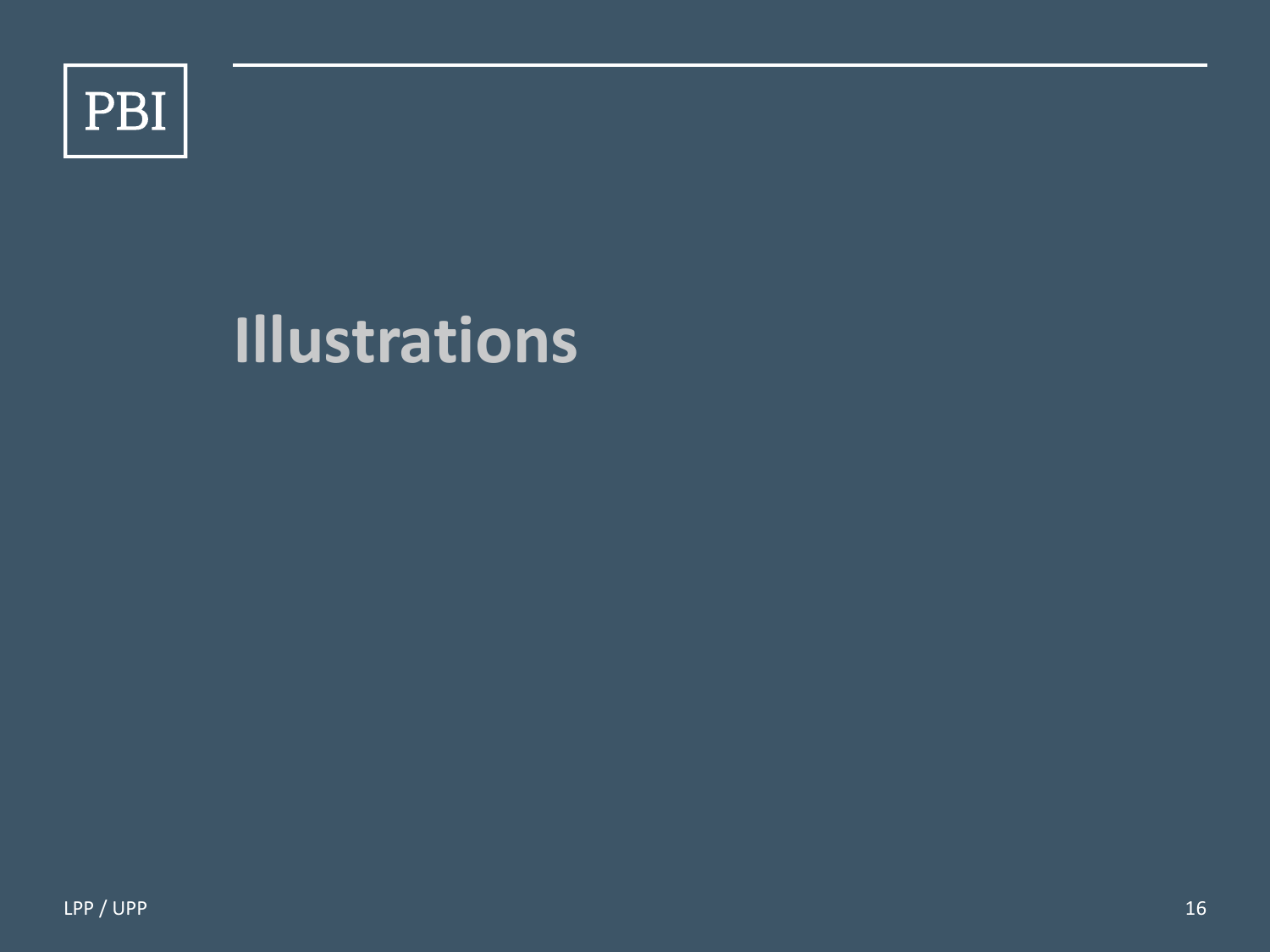# Illustrations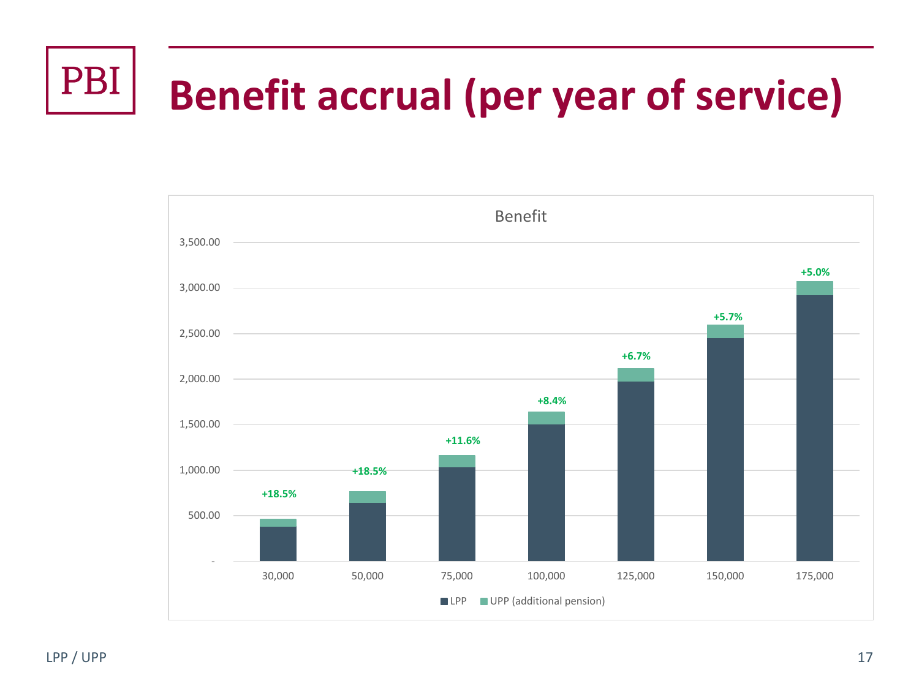# Benefit accrual (per year of service)

Benefit

| Salary | Increase (UPP additional pension) |
|---|---|
| 30,000 | +18.5% |
| 50,000 | +18.5% |
| 75,000 | +11.6% |
| 100,000 | +8.4% |
| 125,000 | +6.7% |
| 150,000 | +5.7% |
| 175,000 | +5.0% |

Legend: LPP; UPP (additional pension)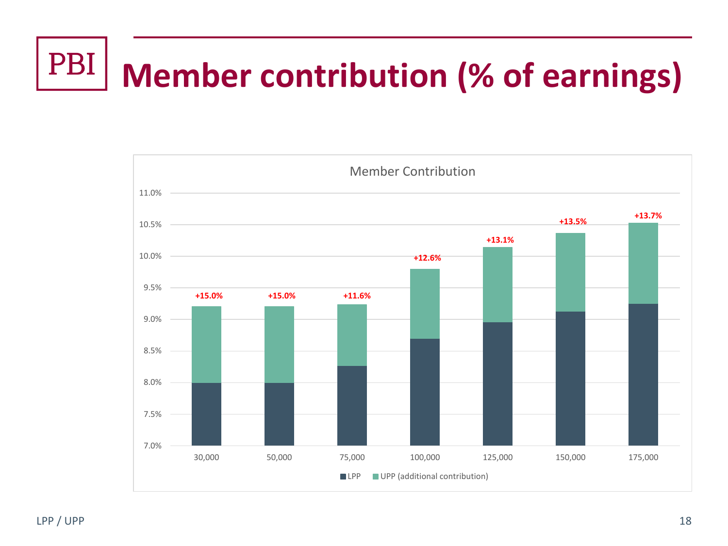# Member contribution (% of earnings)

Member Contribution

| Earnings | LPP | UPP (additional contribution) | Increase |
|---|---|---|---|
| 30,000 | | | +15.0% |
| 50,000 | | | +15.0% |
| 75,000 | | | +11.6% |
| 100,000 | | | +12.6% |
| 125,000 | | | +13.1% |
| 150,000 | | | +13.5% |
| 175,000 | | | +13.7% |

■ LPP ■ UPP (additional contribution)

LPP / UPP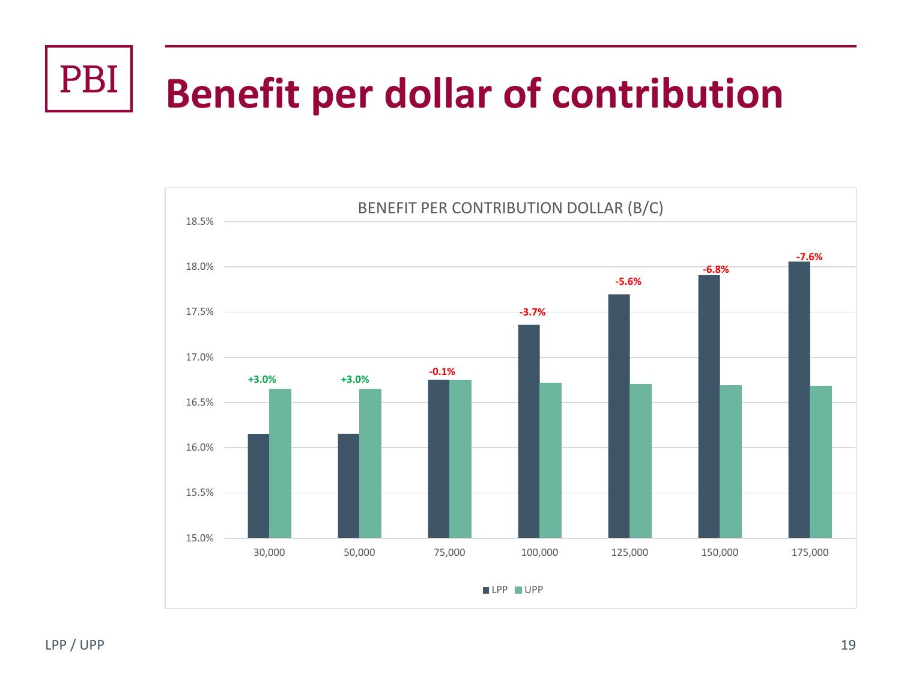# Benefit per dollar of contribution

**BENEFIT PER CONTRIBUTION DOLLAR (B/C)**

| Income | LPP | UPP | Difference |
| --- | --- | --- | --- |
| 30,000 | | | +3.0% |
| 50,000 | | | +3.0% |
| 75,000 | | | -0.1% |
| 100,000 | | | -3.7% |
| 125,000 | | | -5.6% |
| 150,000 | | | -6.8% |
| 175,000 | | | -7.6% |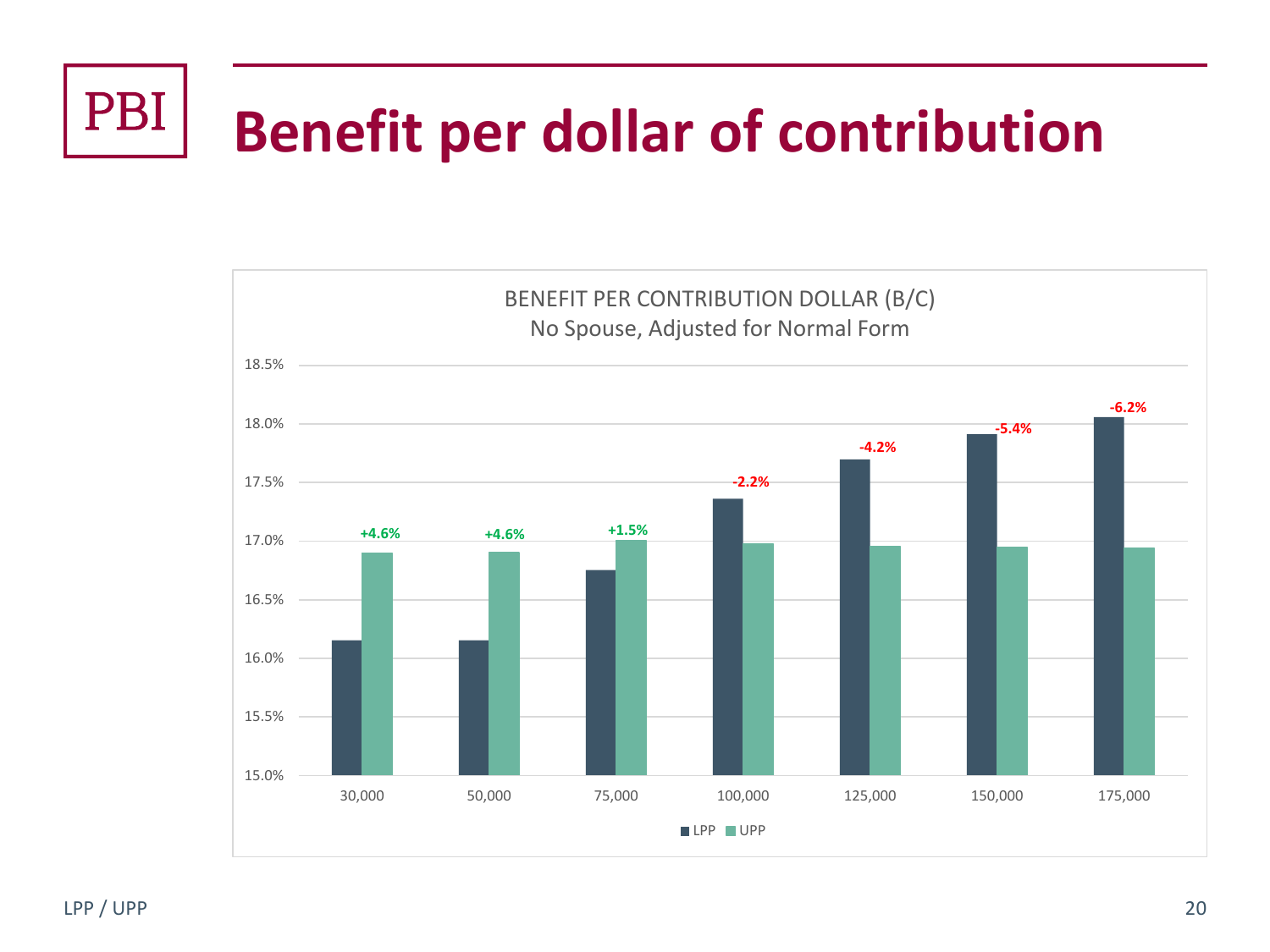# Benefit per dollar of contribution

**BENEFIT PER CONTRIBUTION DOLLAR (B/C)**
No Spouse, Adjusted for Normal Form

| Salary | LPP | UPP | Difference |
|---|---|---|---|
| 30,000 | | | +4.6% |
| 50,000 | | | +4.6% |
| 75,000 | | | +1.5% |
| 100,000 | | | -2.2% |
| 125,000 | | | -4.2% |
| 150,000 | | | -5.4% |
| 175,000 | | | -6.2% |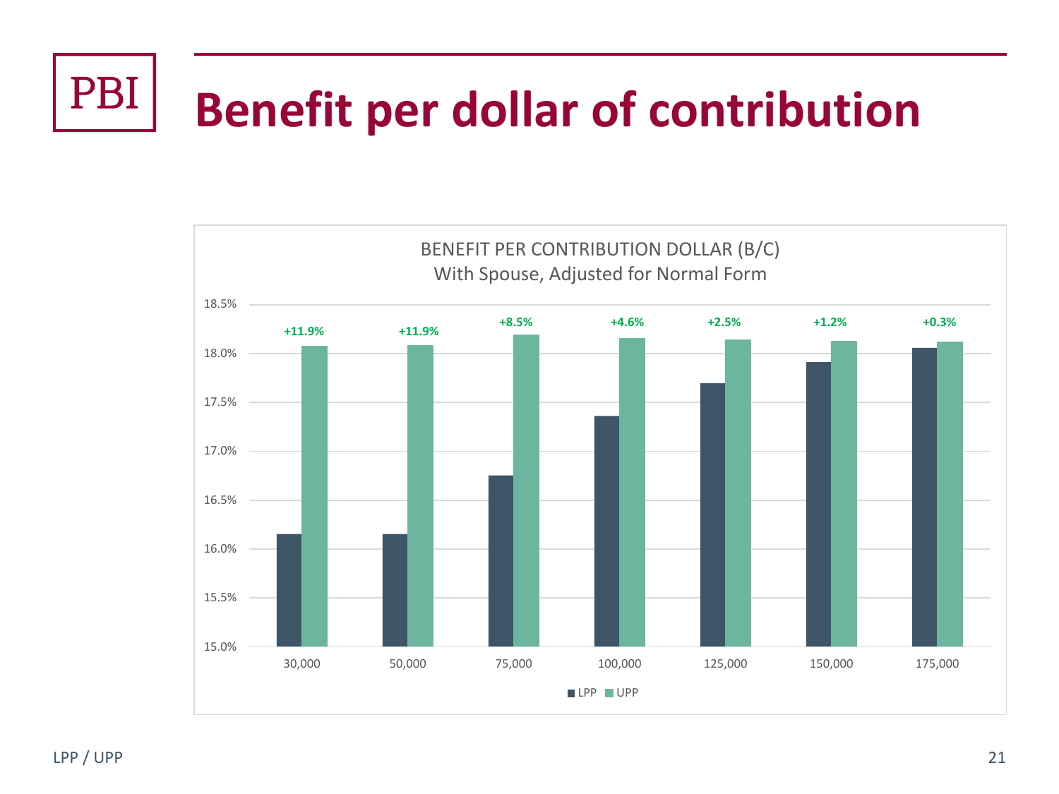# Benefit per dollar of contribution

BENEFIT PER CONTRIBUTION DOLLAR (B/C)
With Spouse, Adjusted for Normal Form

| | 30,000 | 50,000 | 75,000 | 100,000 | 125,000 | 150,000 | 175,000 |
|---|---|---|---|---|---|---|---|
| UPP vs. LPP | +11.9% | +11.9% | +8.5% | +4.6% | +2.5% | +1.2% | +0.3% |

Legend: LPP, UPP

Y-axis: 15.0% to 18.5%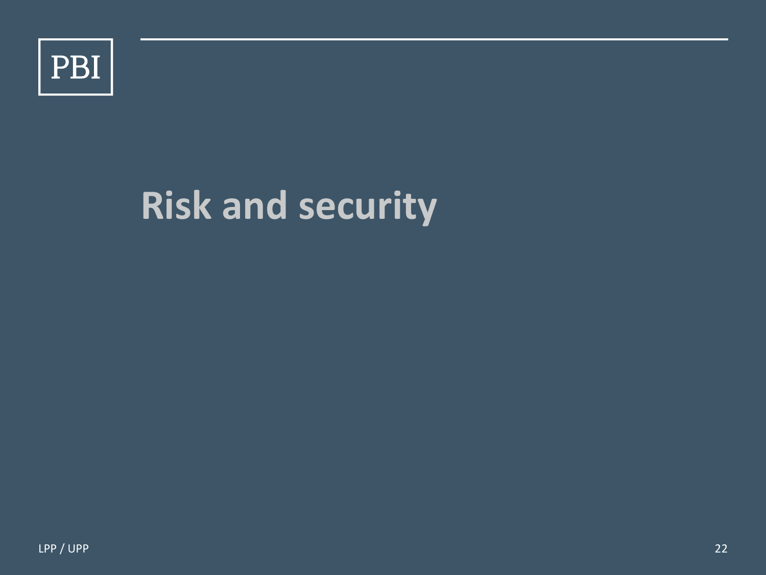# Risk and security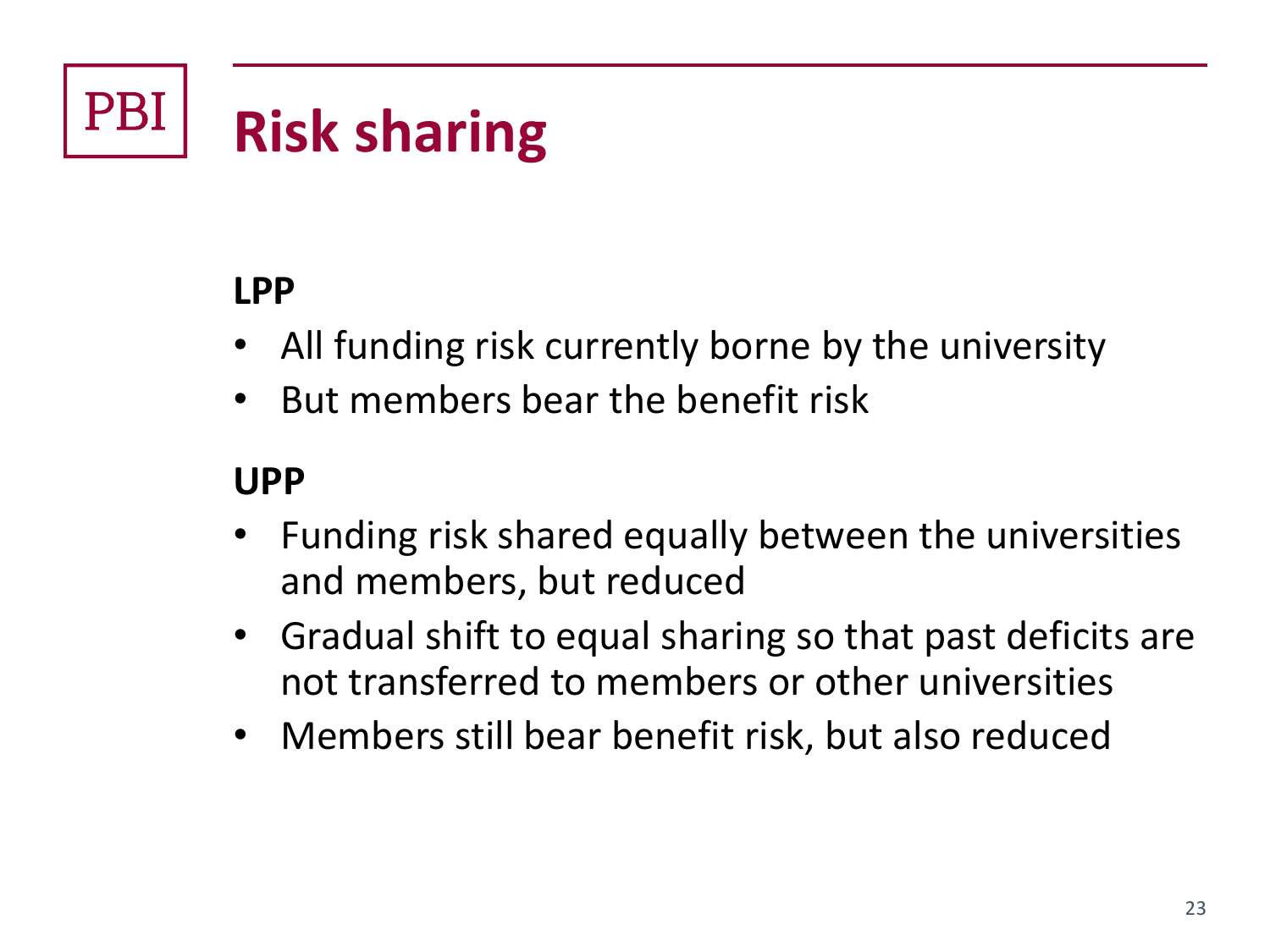# Risk sharing

**LPP**

- All funding risk currently borne by the university
- But members bear the benefit risk

**UPP**

- Funding risk shared equally between the universities and members, but reduced
- Gradual shift to equal sharing so that past deficits are not transferred to members or other universities
- Members still bear benefit risk, but also reduced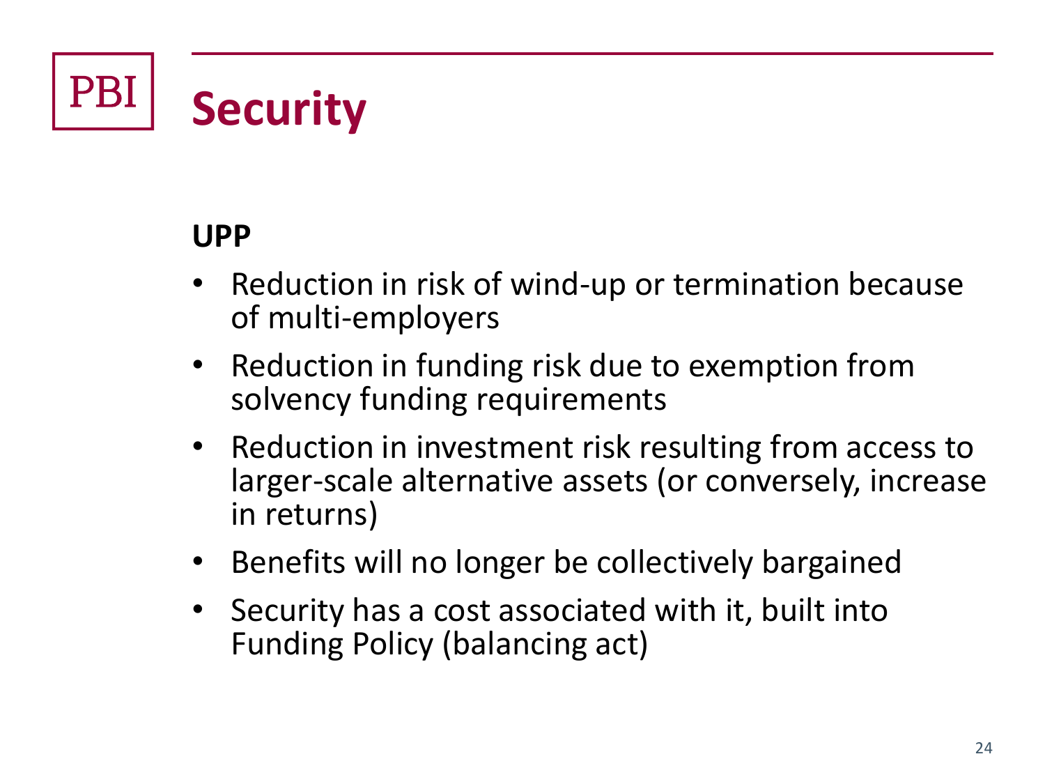# Security

**UPP**

- Reduction in risk of wind-up or termination because of multi-employers
- Reduction in funding risk due to exemption from solvency funding requirements
- Reduction in investment risk resulting from access to larger-scale alternative assets (or conversely, increase in returns)
- Benefits will no longer be collectively bargained
- Security has a cost associated with it, built into Funding Policy (balancing act)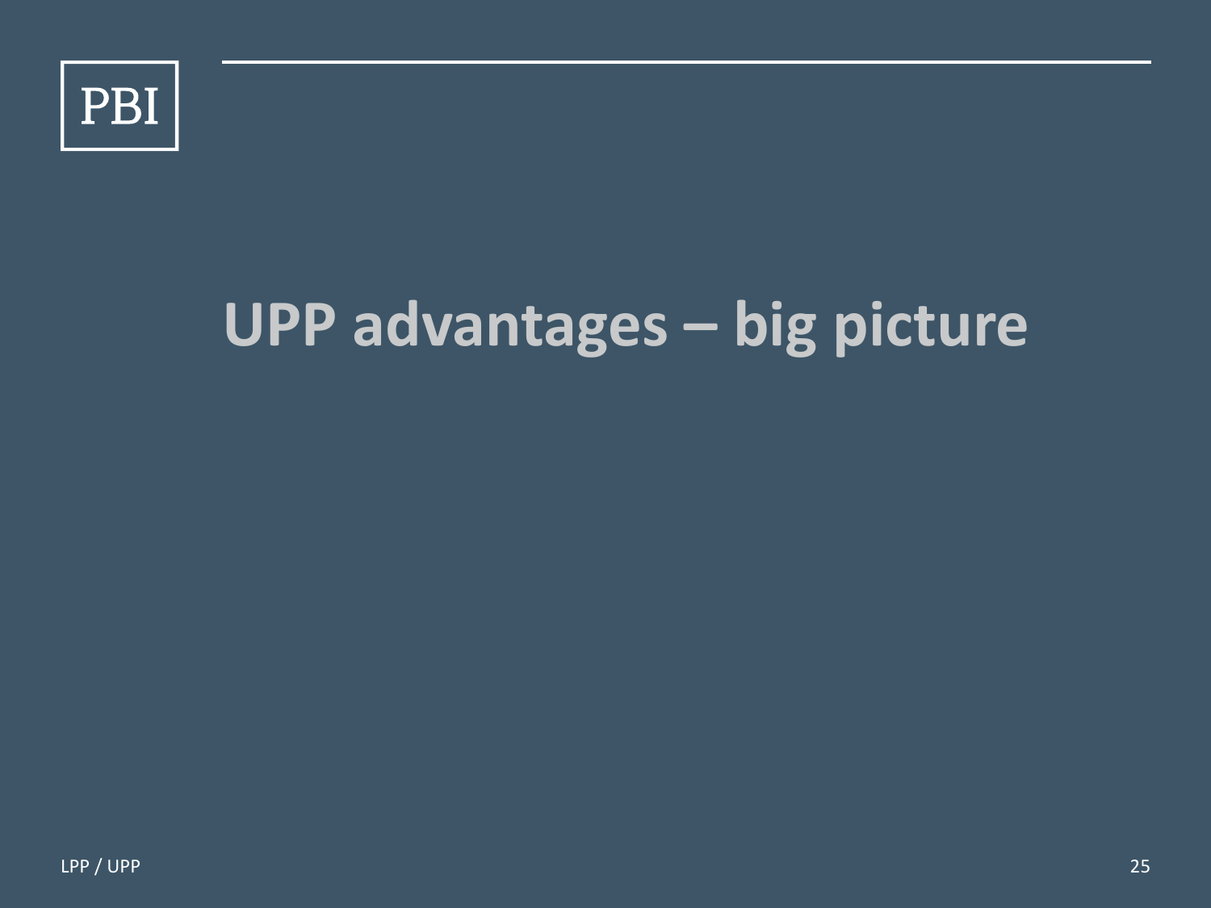# UPP advantages – big picture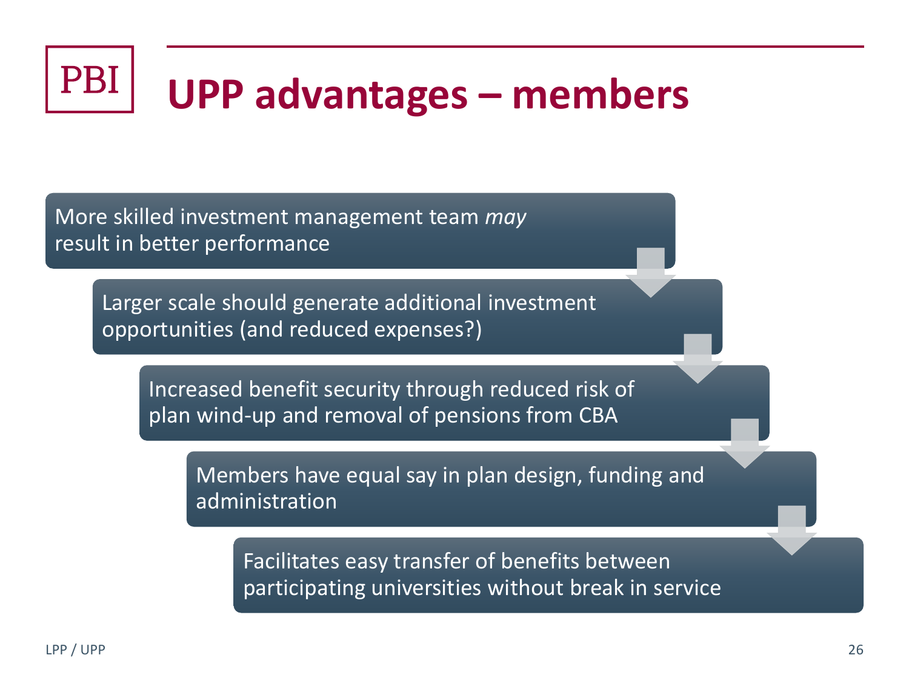# UPP advantages – members

- More skilled investment management team *may* result in better performance
- Larger scale should generate additional investment opportunities (and reduced expenses?)
- Increased benefit security through reduced risk of plan wind-up and removal of pensions from CBA
- Members have equal say in plan design, funding and administration
- Facilitates easy transfer of benefits between participating universities without break in service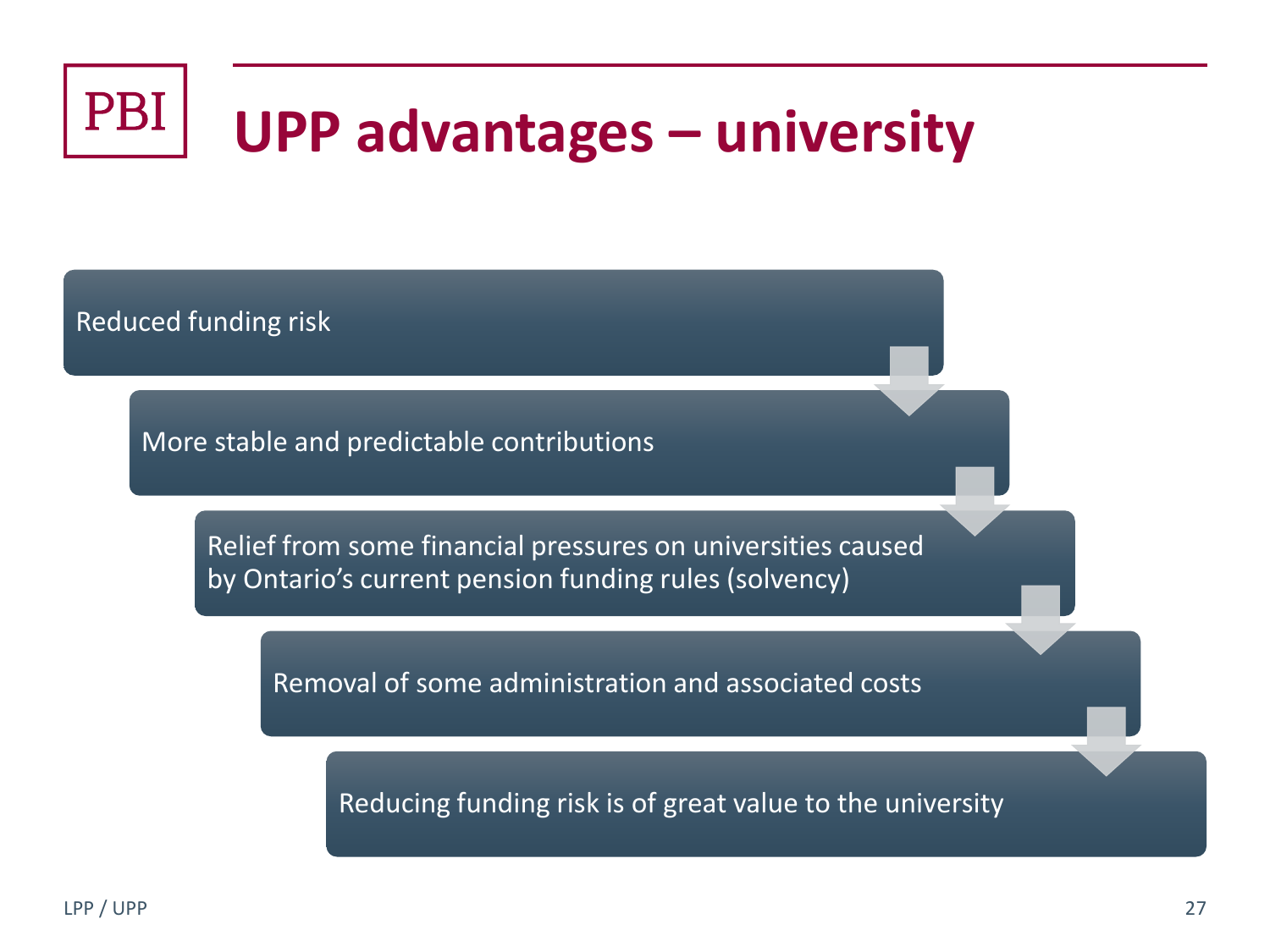# UPP advantages – university

- Reduced funding risk
- More stable and predictable contributions
- Relief from some financial pressures on universities caused by Ontario’s current pension funding rules (solvency)
- Removal of some administration and associated costs
- Reducing funding risk is of great value to the university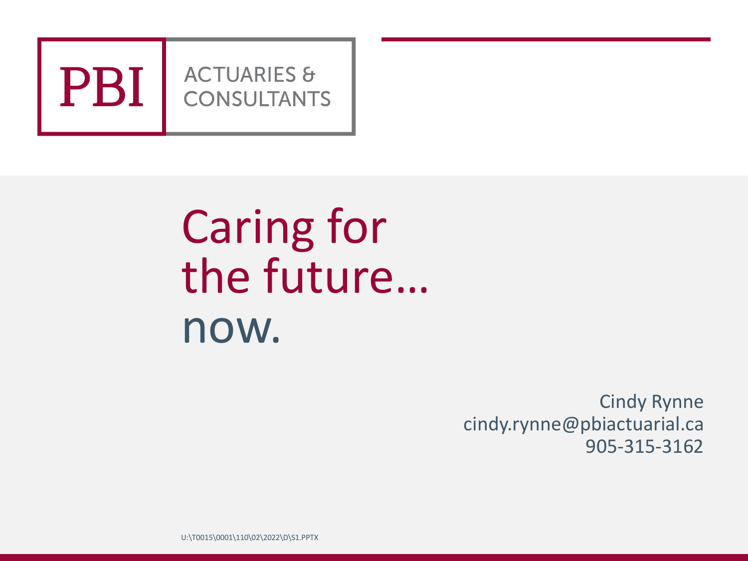PBI ACTUARIES & CONSULTANTS

# Caring for the future… now.

Cindy Rynne
cindy.rynne@pbiactuarial.ca
905-315-3162

U:\T0015\0001\110\02\2022\D\S1.PPTX